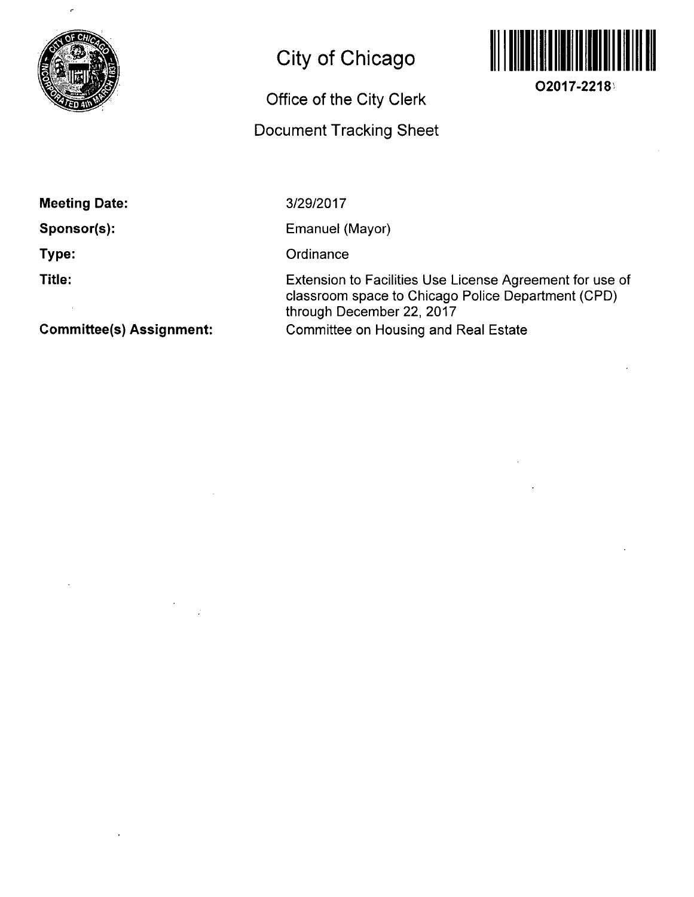# City of Chicago

## Office of the City Clerk

## Document Tracking Sheet

**O2017-2218**

| | |
|---|---|
| **Meeting Date:** | 3/29/2017 |
| **Sponsor(s):** | Emanuel (Mayor) |
| **Type:** | Ordinance |
| **Title:** | Extension to Facilities Use License Agreement for use of classroom space to Chicago Police Department (CPD) through December 22, 2017 |
| **Committee(s) Assignment:** | Committee on Housing and Real Estate |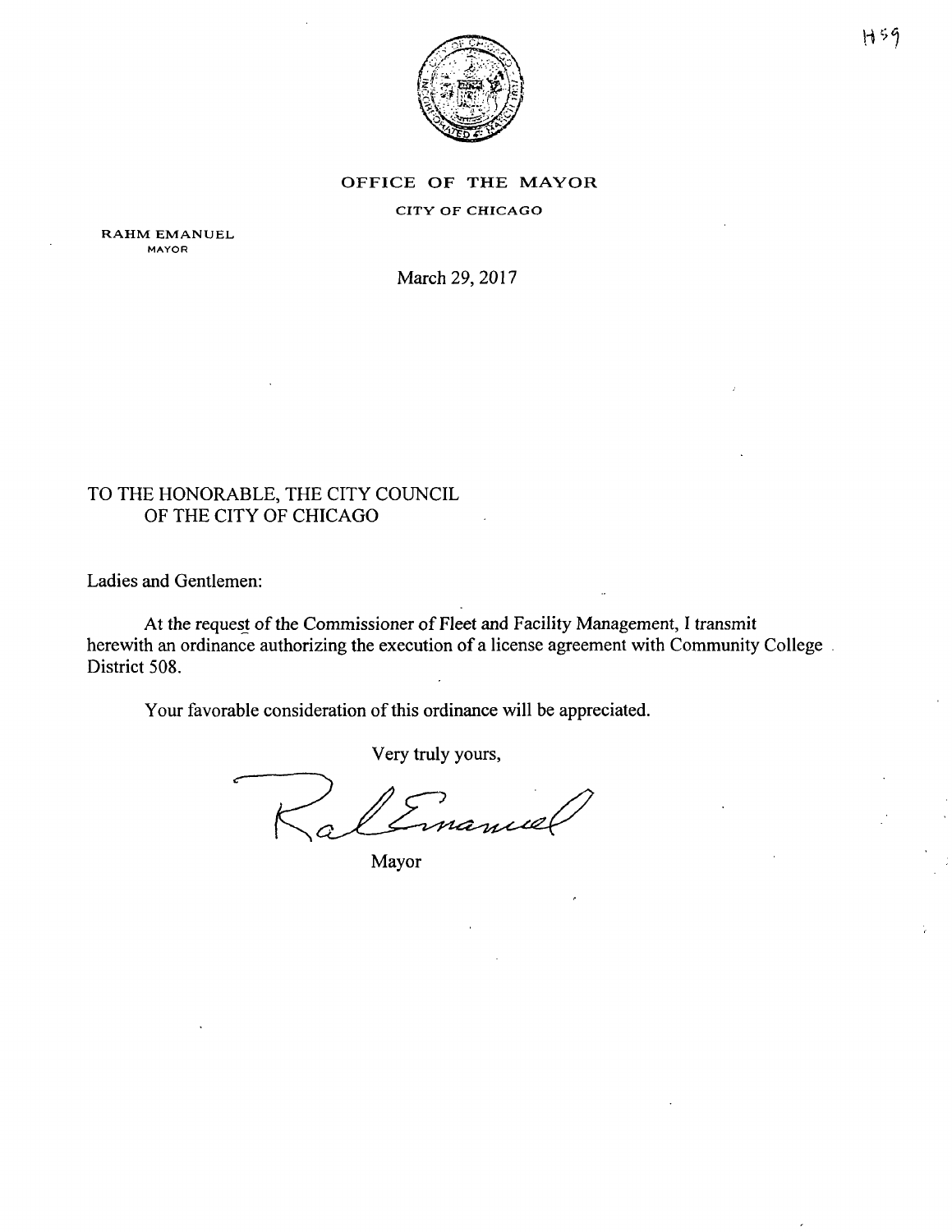H59

OFFICE OF THE MAYOR

CITY OF CHICAGO

RAHM EMANUEL
MAYOR

March 29, 2017

TO THE HONORABLE, THE CITY COUNCIL
OF THE CITY OF CHICAGO

Ladies and Gentlemen:

At the request of the Commissioner of Fleet and Facility Management, I transmit herewith an ordinance authorizing the execution of a license agreement with Community College District 508.

Your favorable consideration of this ordinance will be appreciated.

Very truly yours,

Mayor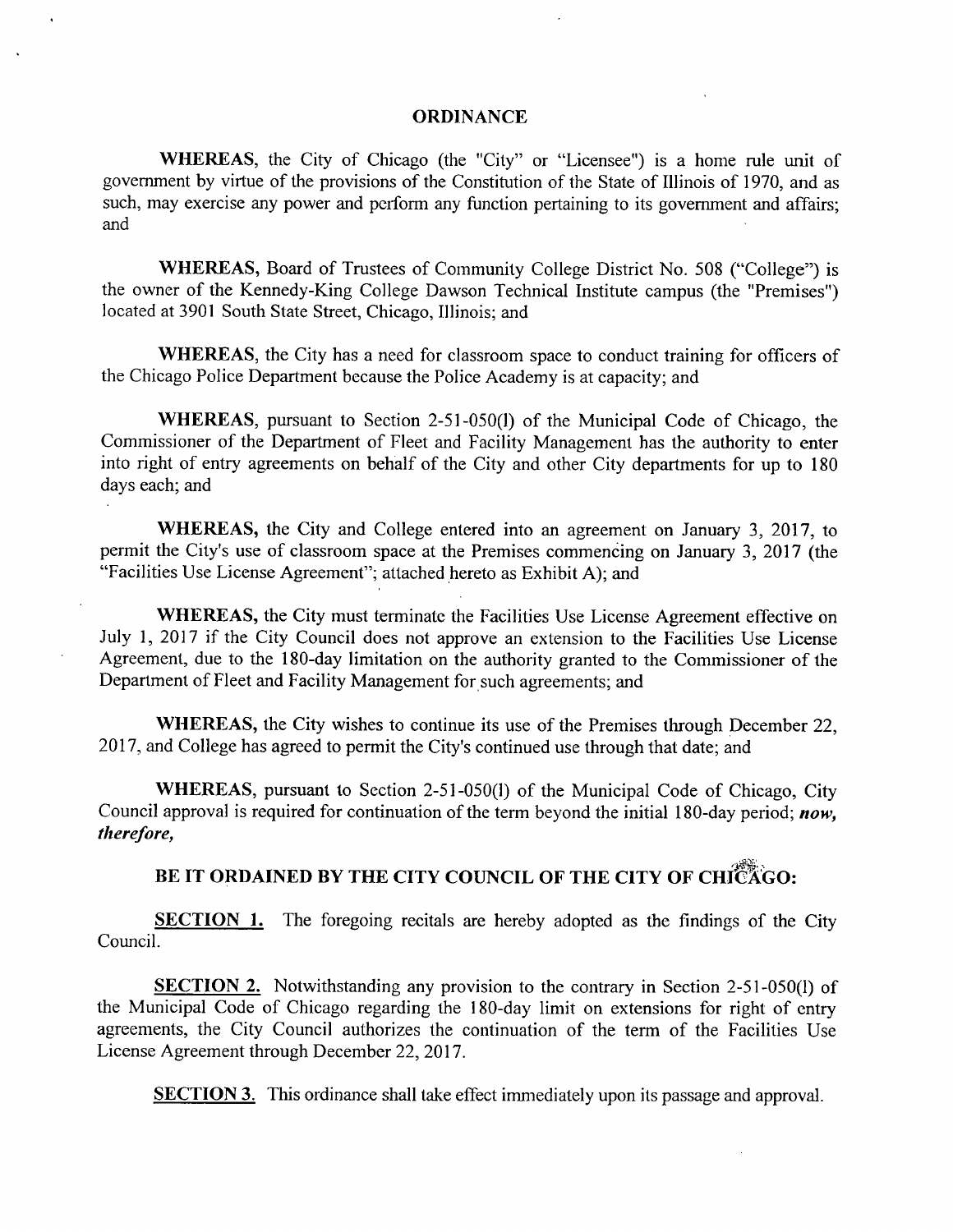# ORDINANCE

**WHEREAS,** the City of Chicago (the "City" or "Licensee") is a home rule unit of government by virtue of the provisions of the Constitution of the State of Illinois of 1970, and as such, may exercise any power and perform any function pertaining to its government and affairs; and

**WHEREAS,** Board of Trustees of Community College District No. 508 ("College") is the owner of the Kennedy-King College Dawson Technical Institute campus (the "Premises") located at 3901 South State Street, Chicago, Illinois; and

**WHEREAS,** the City has a need for classroom space to conduct training for officers of the Chicago Police Department because the Police Academy is at capacity; and

**WHEREAS,** pursuant to Section 2-51-050(l) of the Municipal Code of Chicago, the Commissioner of the Department of Fleet and Facility Management has the authority to enter into right of entry agreements on behalf of the City and other City departments for up to 180 days each; and

**WHEREAS,** the City and College entered into an agreement on January 3, 2017, to permit the City's use of classroom space at the Premises commencing on January 3, 2017 (the "Facilities Use License Agreement"; attached hereto as Exhibit A); and

**WHEREAS,** the City must terminate the Facilities Use License Agreement effective on July 1, 2017 if the City Council does not approve an extension to the Facilities Use License Agreement, due to the 180-day limitation on the authority granted to the Commissioner of the Department of Fleet and Facility Management for such agreements; and

**WHEREAS,** the City wishes to continue its use of the Premises through December 22, 2017, and College has agreed to permit the City's continued use through that date; and

**WHEREAS,** pursuant to Section 2-51-050(l) of the Municipal Code of Chicago, City Council approval is required for continuation of the term beyond the initial 180-day period; ***now, therefore,***

## BE IT ORDAINED BY THE CITY COUNCIL OF THE CITY OF CHICAGO:

**SECTION 1.** The foregoing recitals are hereby adopted as the findings of the City Council.

**SECTION 2.** Notwithstanding any provision to the contrary in Section 2-51-050(l) of the Municipal Code of Chicago regarding the 180-day limit on extensions for right of entry agreements, the City Council authorizes the continuation of the term of the Facilities Use License Agreement through December 22, 2017.

**SECTION 3.** This ordinance shall take effect immediately upon its passage and approval.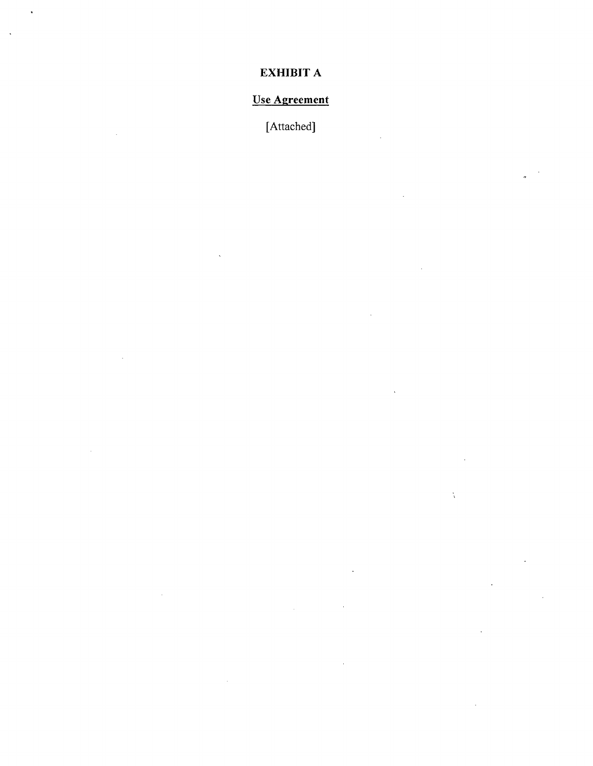# EXHIBIT A

## Use Agreement

[Attached]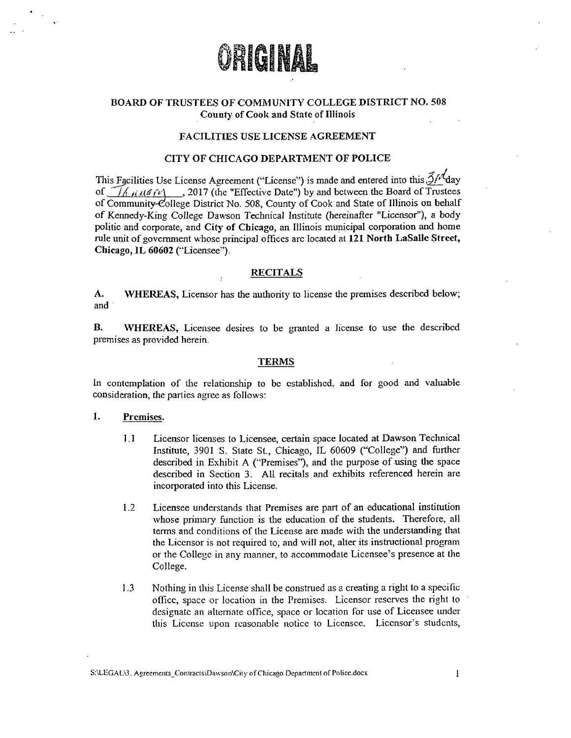# ORIGINAL

## BOARD OF TRUSTEES OF COMMUNITY COLLEGE DISTRICT NO. 508

**County of Cook and State of Illinois**

## FACILITIES USE LICENSE AGREEMENT

## CITY OF CHICAGO DEPARTMENT OF POLICE

This Facilities Use License Agreement ("License") is made and entered into this 3rd day of January, 2017 (the "Effective Date") by and between the Board of Trustees of Community College District No. 508, County of Cook and State of Illinois on behalf of Kennedy-King College Dawson Technical Institute (hereinafter "Licensor"), a body politic and corporate, and **City of Chicago**, an Illinois municipal corporation and home rule unit of government whose principal offices are located at **121 North LaSalle Street, Chicago, IL 60602** ("Licensee").

### RECITALS

**A. WHEREAS,** Licensor has the authority to license the premises described below; and

**B. WHEREAS,** Licensee desires to be granted a license to use the described premises as provided herein.

### TERMS

In contemplation of the relationship to be established, and for good and valuable consideration, the parties agree as follows:

**1. Premises.**

1.1 Licensor licenses to Licensee, certain space located at Dawson Technical Institute, 3901 S. State St., Chicago, IL 60609 ("College") and further described in Exhibit A ("Premises"), and the purpose of using the space described in Section 3. All recitals and exhibits referenced herein are incorporated into this License.

1.2 Licensee understands that Premises are part of an educational institution whose primary function is the education of the students. Therefore, all terms and conditions of the License are made with the understanding that the Licensor is not required to, and will not, alter its instructional program or the College in any manner, to accommodate Licensee's presence at the College.

1.3 Nothing in this License shall be construed as a creating a right to a specific office, space or location in the Premises. Licensor reserves the right to designate an alternate office, space or location for use of Licensee under this License upon reasonable notice to Licensee. Licensor's students,

S:\LEGAL\3. Agreements_Contracts\Dawson\City of Chicago Department of Police.docx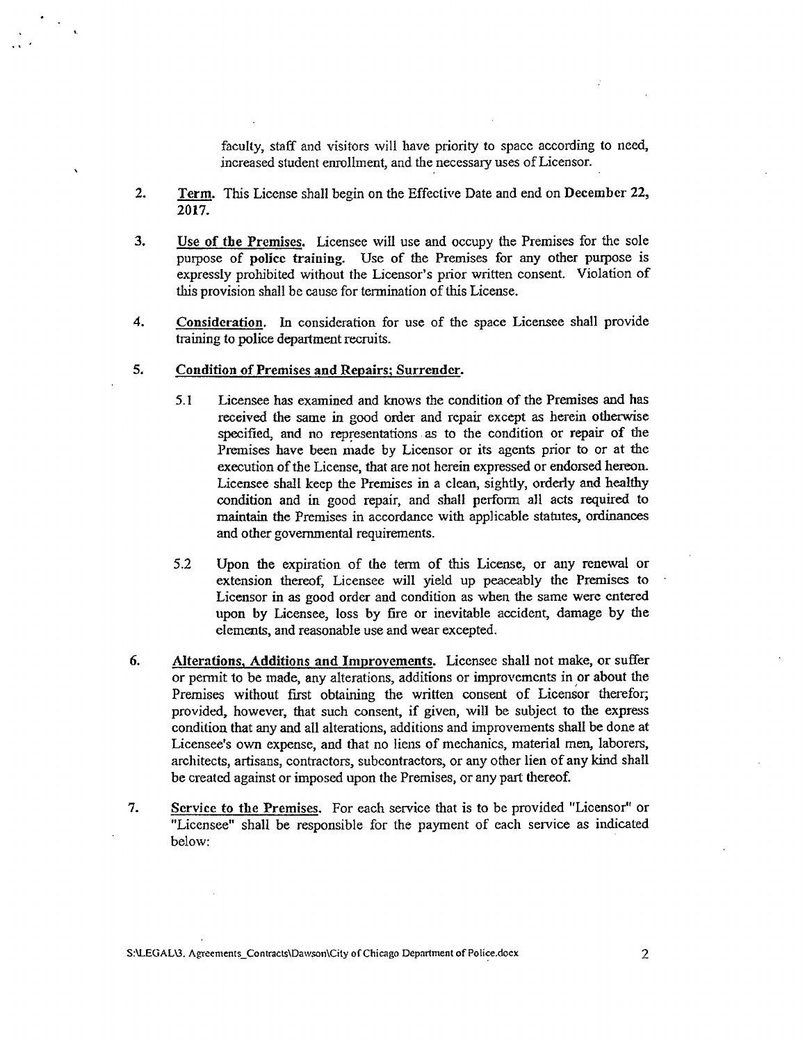faculty, staff and visitors will have priority to space according to need, increased student enrollment, and the necessary uses of Licensor.

2. Term. This License shall begin on the Effective Date and end on **December 22, 2017.**

3. Use of the Premises. Licensee will use and occupy the Premises for the sole purpose of **police training**. Use of the Premises for any other purpose is expressly prohibited without the Licensor's prior written consent. Violation of this provision shall be cause for termination of this License.

4. **Consideration**. In consideration for use of the space Licensee shall provide training to police department recruits.

5. **Condition of Premises and Repairs; Surrender.**

   5.1 Licensee has examined and knows the condition of the Premises and has received the same in good order and repair except as herein otherwise specified, and no representations as to the condition or repair of the Premises have been made by Licensor or its agents prior to or at the execution of the License, that are not herein expressed or endorsed hereon. Licensee shall keep the Premises in a clean, sightly, orderly and healthy condition and in good repair, and shall perform all acts required to maintain the Premises in accordance with applicable statutes, ordinances and other governmental requirements.

   5.2 Upon the expiration of the term of this License, or any renewal or extension thereof, Licensee will yield up peaceably the Premises to Licensor in as good order and condition as when the same were entered upon by Licensee, loss by fire or inevitable accident, damage by the elements, and reasonable use and wear excepted.

6. **Alterations, Additions and Improvements.** Licensee shall not make, or suffer or permit to be made, any alterations, additions or improvements in or about the Premises without first obtaining the written consent of Licensor therefor; provided, however, that such consent, if given, will be subject to the express condition that any and all alterations, additions and improvements shall be done at Licensee's own expense, and that no liens of mechanics, material men, laborers, architects, artisans, contractors, subcontractors, or any other lien of any kind shall be created against or imposed upon the Premises, or any part thereof.

7. **Service to the Premises.** For each service that is to be provided "Licensor" or "Licensee" shall be responsible for the payment of each service as indicated below:

S:\LEGAL\3. Agreements_Contracts\Dawson\City of Chicago Department of Police.docx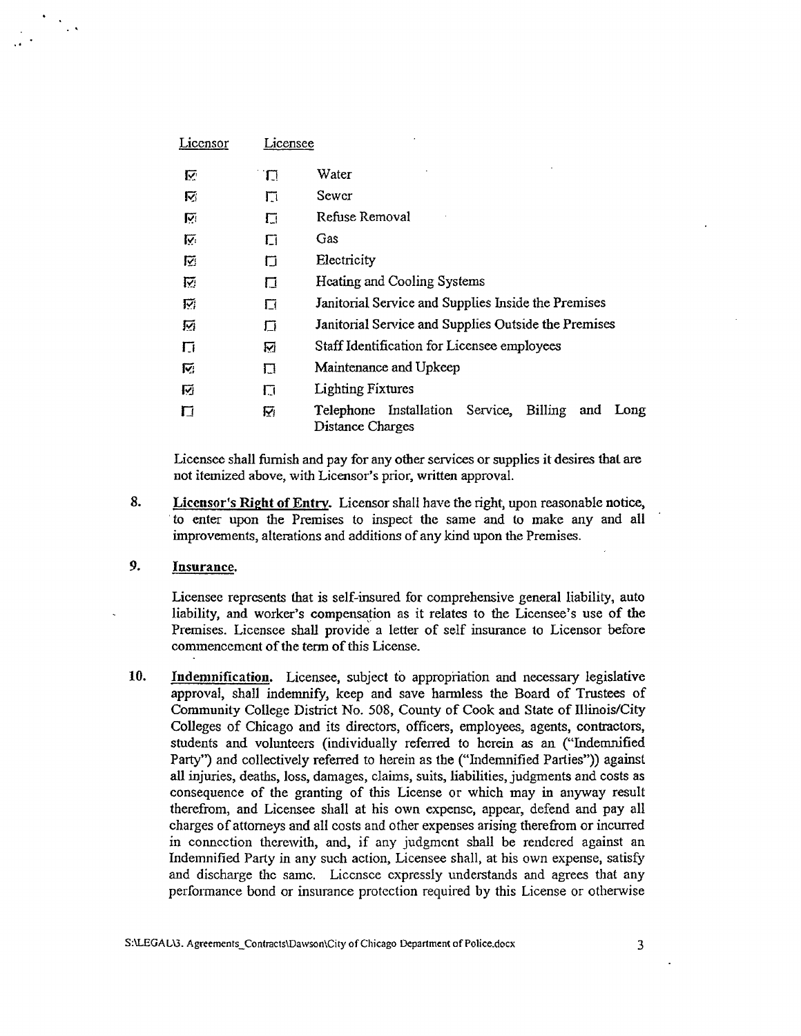| Licensor | Licensee | |
|---|---|---|
| ☑ | ☐ | Water |
| ☑ | ☐ | Sewer |
| ☑ | ☐ | Refuse Removal |
| ☑ | ☐ | Gas |
| ☑ | ☐ | Electricity |
| ☑ | ☐ | Heating and Cooling Systems |
| ☑ | ☐ | Janitorial Service and Supplies Inside the Premises |
| ☑ | ☐ | Janitorial Service and Supplies Outside the Premises |
| ☐ | ☑ | Staff Identification for Licensee employees |
| ☑ | ☐ | Maintenance and Upkeep |
| ☑ | ☐ | Lighting Fixtures |
| ☐ | ☑ | Telephone Installation Service, Billing and Long Distance Charges |

Licensee shall furnish and pay for any other services or supplies it desires that are not itemized above, with Licensor's prior, written approval.

8. **Licensor's Right of Entry.** Licensor shall have the right, upon reasonable notice, to enter upon the Premises to inspect the same and to make any and all improvements, alterations and additions of any kind upon the Premises.

9. **Insurance.**

   Licensee represents that is self-insured for comprehensive general liability, auto liability, and worker's compensation as it relates to the Licensee's use of the Premises. Licensee shall provide a letter of self insurance to Licensor before commencement of the term of this License.

10. **Indemnification.** Licensee, subject to appropriation and necessary legislative approval, shall indemnify, keep and save harmless the Board of Trustees of Community College District No. 508, County of Cook and State of Illinois/City Colleges of Chicago and its directors, officers, employees, agents, contractors, students and volunteers (individually referred to herein as an ("Indemnified Party") and collectively referred to herein as the ("Indemnified Parties")) against all injuries, deaths, loss, damages, claims, suits, liabilities, judgments and costs as consequence of the granting of this License or which may in anyway result therefrom, and Licensee shall at his own expense, appear, defend and pay all charges of attorneys and all costs and other expenses arising therefrom or incurred in connection therewith, and, if any judgment shall be rendered against an Indemnified Party in any such action, Licensee shall, at his own expense, satisfy and discharge the same. Licensee expressly understands and agrees that any performance bond or insurance protection required by this License or otherwise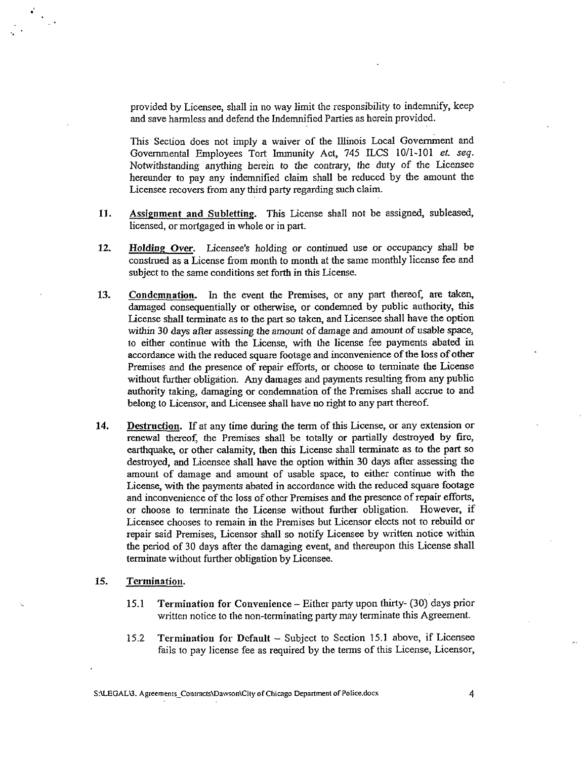provided by Licensee, shall in no way limit the responsibility to indemnify, keep and save harmless and defend the Indemnified Parties as herein provided.

This Section does not imply a waiver of the Illinois Local Government and Governmental Employees Tort Immunity Act, 745 ILCS 10/1-101 *et. seq.* Notwithstanding anything herein to the contrary, the duty of the Licensee hereunder to pay any indemnified claim shall be reduced by the amount the Licensee recovers from any third party regarding such claim.

11. **Assignment and Subletting.** This License shall not be assigned, subleased, licensed, or mortgaged in whole or in part.

12. **Holding Over.** Licensee's holding or continued use or occupancy shall be construed as a License from month to month at the same monthly license fee and subject to the same conditions set forth in this License.

13. **Condemnation.** In the event the Premises, or any part thereof, are taken, damaged consequentially or otherwise, or condemned by public authority, this License shall terminate as to the part so taken, and Licensee shall have the option within 30 days after assessing the amount of damage and amount of usable space, to either continue with the License, with the license fee payments abated in accordance with the reduced square footage and inconvenience of the loss of other Premises and the presence of repair efforts, or choose to terminate the License without further obligation. Any damages and payments resulting from any public authority taking, damaging or condemnation of the Premises shall accrue to and belong to Licensor, and Licensee shall have no right to any part thereof.

14. **Destruction.** If at any time during the term of this License, or any extension or renewal thereof, the Premises shall be totally or partially destroyed by fire, earthquake, or other calamity, then this License shall terminate as to the part so destroyed, and Licensee shall have the option within 30 days after assessing the amount of damage and amount of usable space, to either continue with the License, with the payments abated in accordance with the reduced square footage and inconvenience of the loss of other Premises and the presence of repair efforts, or choose to terminate the License without further obligation. However, if Licensee chooses to remain in the Premises but Licensor elects not to rebuild or repair said Premises, Licensor shall so notify Licensee by written notice within the period of 30 days after the damaging event, and thereupon this License shall terminate without further obligation by Licensee.

15. **Termination.**

    15.1 **Termination for Convenience** – Either party upon thirty- (30) days prior written notice to the non-terminating party may terminate this Agreement.

    15.2 **Termination for Default** – Subject to Section 15.1 above, if Licensee fails to pay license fee as required by the terms of this License, Licensor,

S:\LEGAL\3. Agreements_Contracts\Dawson\City of Chicago Department of Police.docx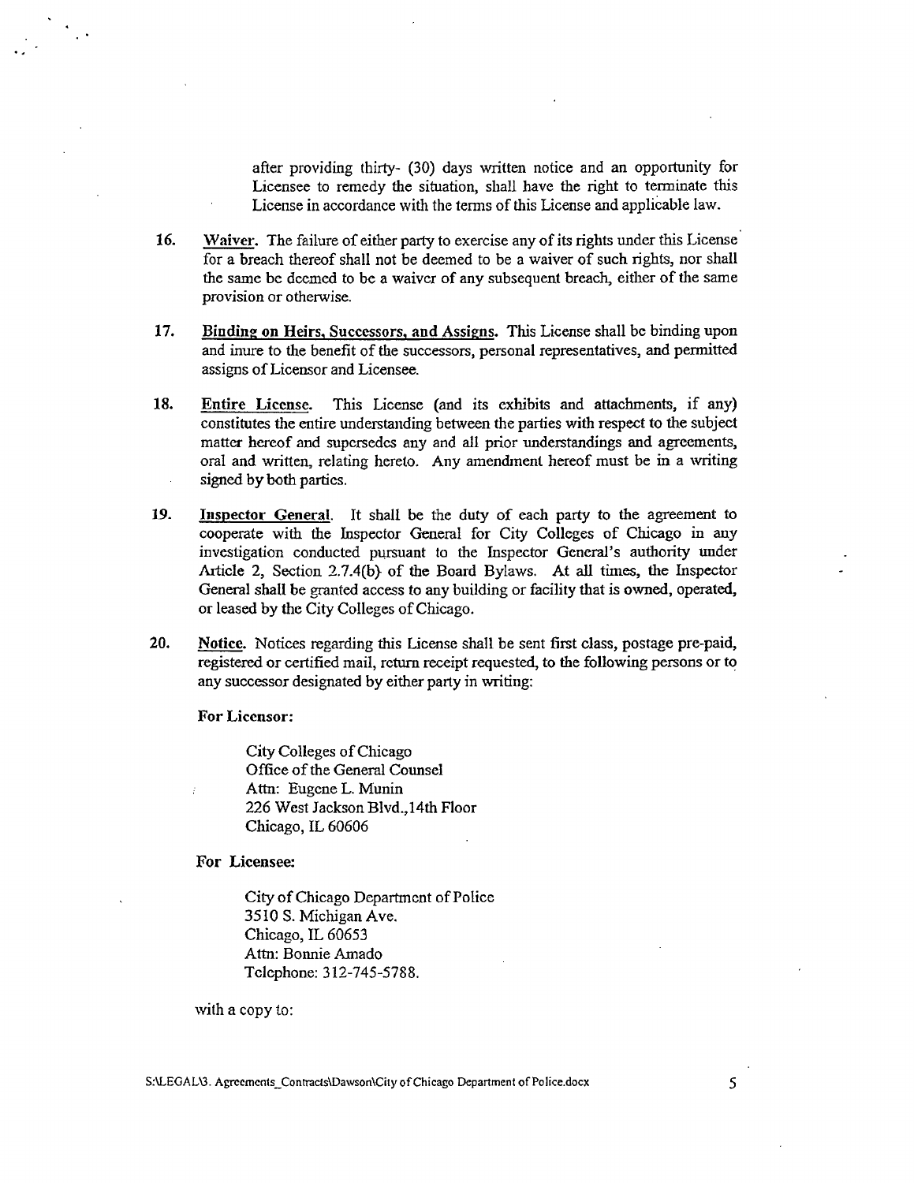after providing thirty- (30) days written notice and an opportunity for Licensee to remedy the situation, shall have the right to terminate this License in accordance with the terms of this License and applicable law.

16. **Waiver.** The failure of either party to exercise any of its rights under this License for a breach thereof shall not be deemed to be a waiver of such rights, nor shall the same be deemed to be a waiver of any subsequent breach, either of the same provision or otherwise.

17. **Binding on Heirs, Successors, and Assigns.** This License shall be binding upon and inure to the benefit of the successors, personal representatives, and permitted assigns of Licensor and Licensee.

18. **Entire License.** This License (and its exhibits and attachments, if any) constitutes the entire understanding between the parties with respect to the subject matter hereof and supersedes any and all prior understandings and agreements, oral and written, relating hereto. Any amendment hereof must be in a writing signed by both parties.

19. **Inspector General.** It shall be the duty of each party to the agreement to cooperate with the Inspector General for City Colleges of Chicago in any investigation conducted pursuant to the Inspector General's authority under Article 2, Section 2.7.4(b) of the Board Bylaws. At all times, the Inspector General shall be granted access to any building or facility that is owned, operated, or leased by the City Colleges of Chicago.

20. **Notice.** Notices regarding this License shall be sent first class, postage pre-paid, registered or certified mail, return receipt requested, to the following persons or to any successor designated by either party in writing:

**For Licensor:**

City Colleges of Chicago
Office of the General Counsel
Attn: Eugene L. Munin
226 West Jackson Blvd.,14th Floor
Chicago, IL 60606

**For Licensee:**

City of Chicago Department of Police
3510 S. Michigan Ave.
Chicago, IL 60653
Attn: Bonnie Amado
Telephone: 312-745-5788.

with a copy to:

S:\LEGAL\3. Agreements_Contracts\Dawson\City of Chicago Department of Police.docx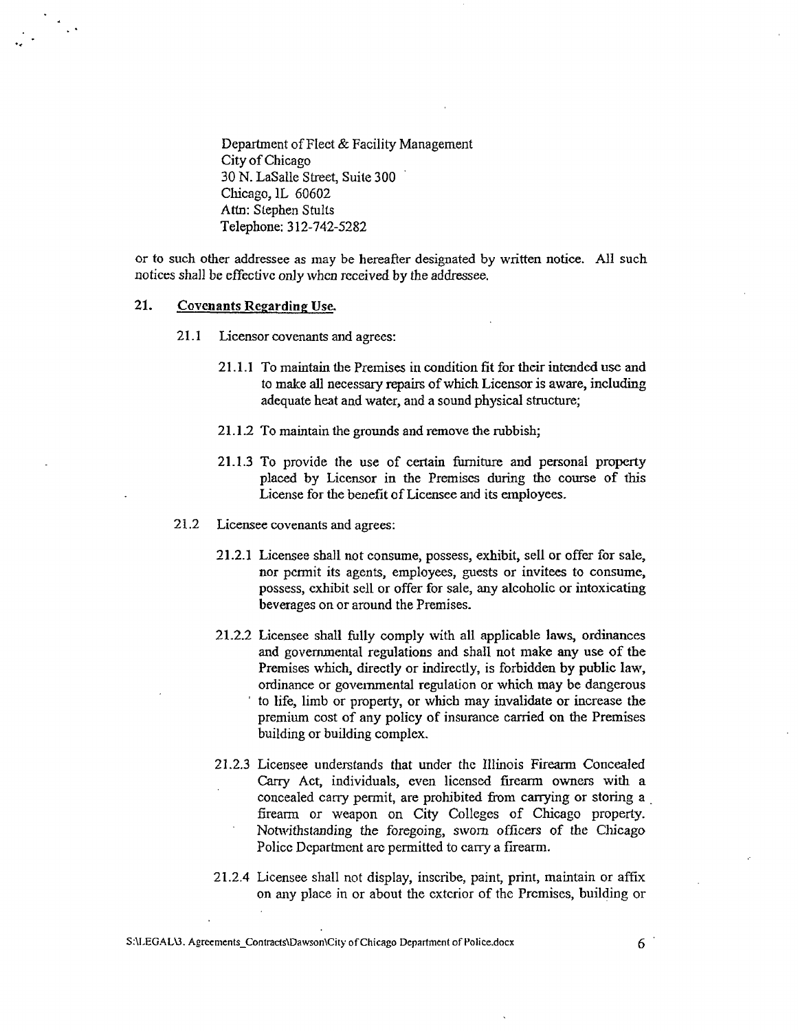Department of Fleet & Facility Management
City of Chicago
30 N. LaSalle Street, Suite 300
Chicago, IL 60602
Attn: Stephen Stults
Telephone: 312-742-5282

or to such other addressee as may be hereafter designated by written notice. All such notices shall be effective only when received by the addressee.

## 21. Covenants Regarding Use.

21.1 Licensor covenants and agrees:

21.1.1 To maintain the Premises in condition fit for their intended use and to make all necessary repairs of which Licensor is aware, including adequate heat and water, and a sound physical structure;

21.1.2 To maintain the grounds and remove the rubbish;

21.1.3 To provide the use of certain furniture and personal property placed by Licensor in the Premises during the course of this License for the benefit of Licensee and its employees.

21.2 Licensee covenants and agrees:

21.2.1 Licensee shall not consume, possess, exhibit, sell or offer for sale, nor permit its agents, employees, guests or invitees to consume, possess, exhibit sell or offer for sale, any alcoholic or intoxicating beverages on or around the Premises.

21.2.2 Licensee shall fully comply with all applicable laws, ordinances and governmental regulations and shall not make any use of the Premises which, directly or indirectly, is forbidden by public law, ordinance or governmental regulation or which may be dangerous to life, limb or property, or which may invalidate or increase the premium cost of any policy of insurance carried on the Premises building or building complex.

21.2.3 Licensee understands that under the Illinois Firearm Concealed Carry Act, individuals, even licensed firearm owners with a concealed carry permit, are prohibited from carrying or storing a firearm or weapon on City Colleges of Chicago property. Notwithstanding the foregoing, sworn officers of the Chicago Police Department are permitted to carry a firearm.

21.2.4 Licensee shall not display, inscribe, paint, print, maintain or affix on any place in or about the exterior of the Premises, building or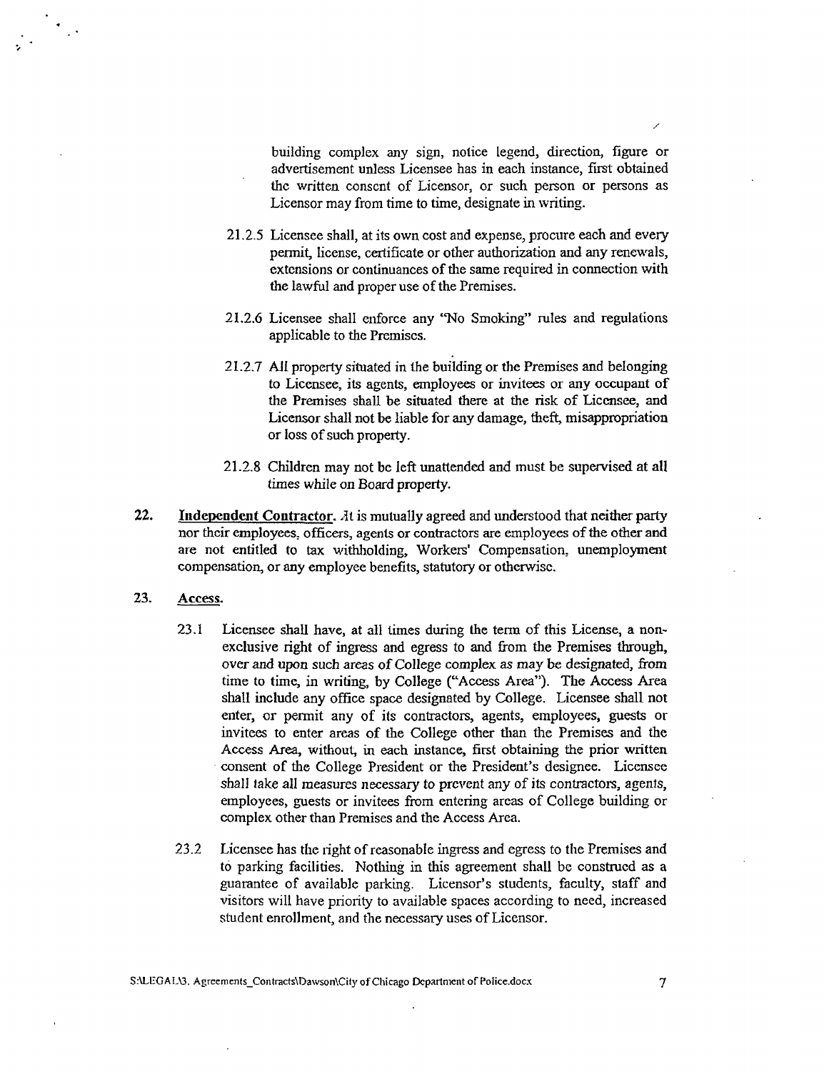building complex any sign, notice legend, direction, figure or advertisement unless Licensee has in each instance, first obtained the written consent of Licensor, or such person or persons as Licensor may from time to time, designate in writing.

21.2.5 Licensee shall, at its own cost and expense, procure each and every permit, license, certificate or other authorization and any renewals, extensions or continuances of the same required in connection with the lawful and proper use of the Premises.

21.2.6 Licensee shall enforce any "No Smoking" rules and regulations applicable to the Premises.

21.2.7 All property situated in the building or the Premises and belonging to Licensee, its agents, employees or invitees or any occupant of the Premises shall be situated there at the risk of Licensee, and Licensor shall not be liable for any damage, theft, misappropriation or loss of such property.

21.2.8 Children may not be left unattended and must be supervised at all times while on Board property.

**22. Independent Contractor.** It is mutually agreed and understood that neither party nor their employees, officers, agents or contractors are employees of the other and are not entitled to tax withholding, Workers' Compensation, unemployment compensation, or any employee benefits, statutory or otherwise.

**23. Access.**

23.1 Licensee shall have, at all times during the term of this License, a non-exclusive right of ingress and egress to and from the Premises through, over and upon such areas of College complex as may be designated, from time to time, in writing, by College ("Access Area"). The Access Area shall include any office space designated by College. Licensee shall not enter, or permit any of its contractors, agents, employees, guests or invitees to enter areas of the College other than the Premises and the Access Area, without, in each instance, first obtaining the prior written consent of the College President or the President's designee. Licensee shall take all measures necessary to prevent any of its contractors, agents, employees, guests or invitees from entering areas of College building or complex other than Premises and the Access Area.

23.2 Licensee has the right of reasonable ingress and egress to the Premises and to parking facilities. Nothing in this agreement shall be construed as a guarantee of available parking. Licensor's students, faculty, staff and visitors will have priority to available spaces according to need, increased student enrollment, and the necessary uses of Licensor.

S:\LEGAL\3. Agreements_Contracts\Dawson\City of Chicago Department of Police.docx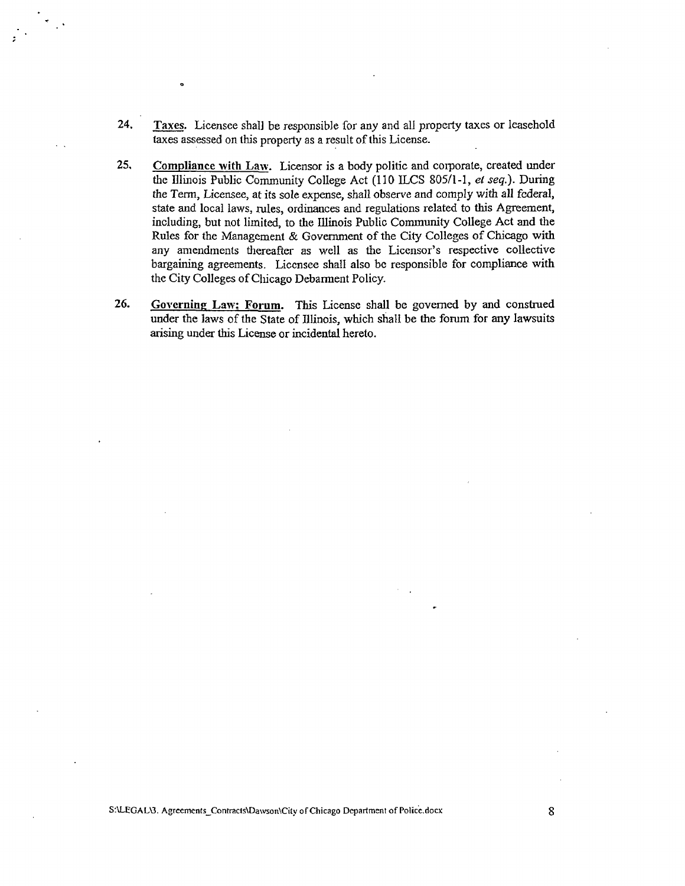24. <u>Taxes</u>. Licensee shall be responsible for any and all property taxes or leasehold taxes assessed on this property as a result of this License.

25. <u>Compliance with Law</u>. Licensor is a body politic and corporate, created under the Illinois Public Community College Act (110 ILCS 805/1-1, *et seq.*). During the Term, Licensee, at its sole expense, shall observe and comply with all federal, state and local laws, rules, ordinances and regulations related to this Agreement, including, but not limited, to the Illinois Public Community College Act and the Rules for the Management & Government of the City Colleges of Chicago with any amendments thereafter as well as the Licensor's respective collective bargaining agreements. Licensee shall also be responsible for compliance with the City Colleges of Chicago Debarment Policy.

26. **<u>Governing Law; Forum</u>.** This License shall be governed by and construed under the laws of the State of Illinois, which shall be the forum for any lawsuits arising under this License or incidental hereto.

S:\LEGAL\3. Agreements_Contracts\Dawson\City of Chicago Department of Police.docx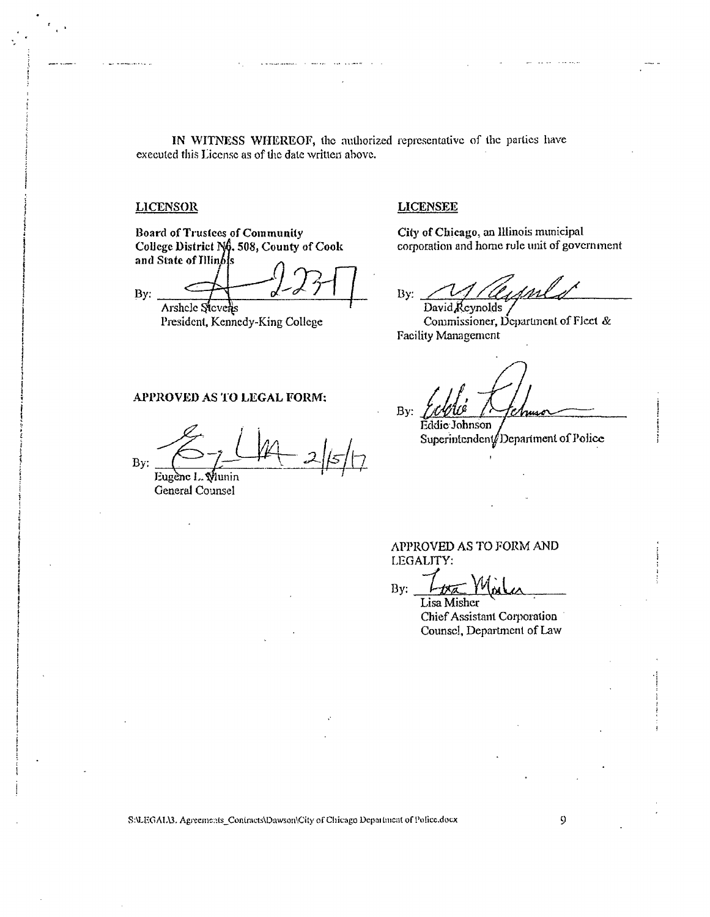**IN WITNESS WHEREOF,** the authorized representative of the parties have executed this License as of the date written above.

**LICENSOR**

**Board of Trustees of Community College District No. 508, County of Cook and State of Illinois**

By: ______________________ 2-23-17
Arshele Stevens
President, Kennedy-King College

**APPROVED AS TO LEGAL FORM:**

By: ______________________ 2/15/17
Eugene L. Munin
General Counsel

**LICENSEE**

**City of Chicago,** an Illinois municipal corporation and home rule unit of government

By: ______________________
David Reynolds
Commissioner, Department of Fleet & Facility Management

By: ______________________
Eddie Johnson
Superintendent, Department of Police

APPROVED AS TO FORM AND LEGALITY:

By: ______________________
Lisa Misher
Chief Assistant Corporation Counsel, Department of Law

S:\LEGAL\3. Agreements_Contracts\Dawson\City of Chicago Department of Police.docx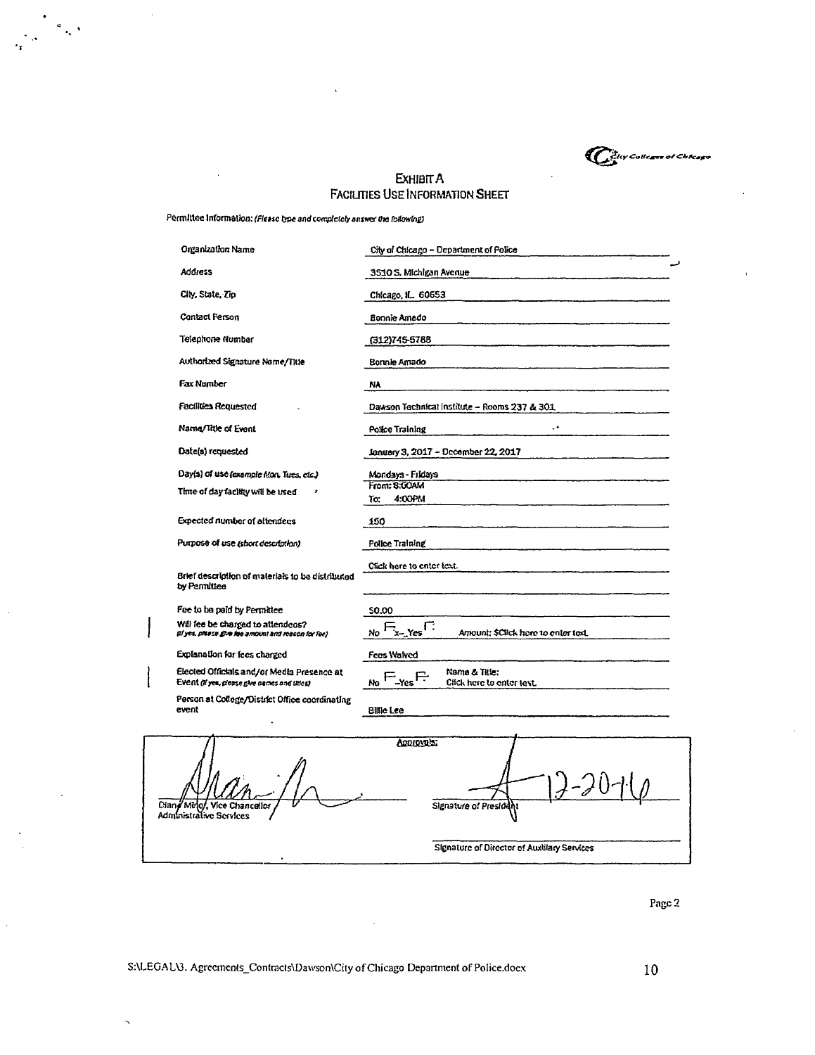City Colleges of Chicago

# EXHIBIT A
## FACILITIES USE INFORMATION SHEET

Permittee Information: *(Please type and completely answer the following)*

| | |
|---|---|
| Organization Name | City of Chicago – Department of Police |
| Address | 3510 S. Michigan Avenue |
| City, State, Zip | Chicago, IL 60653 |
| Contact Person | Bonnie Amado |
| Telephone Number | (312)745-5788 |
| Authorized Signature Name/Title | Bonnie Amado |
| Fax Number | NA |
| Facilities Requested | Dawson Technical Institute – Rooms 237 & 301 |
| Name/Title of Event | Police Training |
| Date(s) requested | January 3, 2017 – December 22, 2017 |
| Day(s) of use *(example Mon, Tues, etc.)* | Mondays - Fridays |
| Time of day facility will be used | From: 8:00AM To: 4:00PM |
| Expected number of attendees | 150 |
| Purpose of use *(short description)* | Police Training |
| Brief description of materials to be distributed by Permittee | Click here to enter text. |
| Fee to be paid by Permittee | $0.00 |
| Will fee be charged to attendees? *(If yes, please give fee amount and reason for fee)* | No x Yes Amount: $Click here to enter text. |
| Explanation for fees charged | Fees Waived |
| Elected Officials and/or Media Presence at Event *(If yes, please give names and titles)* | No Yes Name & Title: Click here to enter text. |
| Person at College/District Office coordinating event | Billie Lee |

Approvals:

| | |
|---|---|
| Diane Minor, Vice Chancellor Administrative Services | Signature of President 12-20-16 |
| | Signature of Director of Auxiliary Services |

S:\LEGAL\3. Agreements_Contracts\Dawson\City of Chicago Department of Police.docx